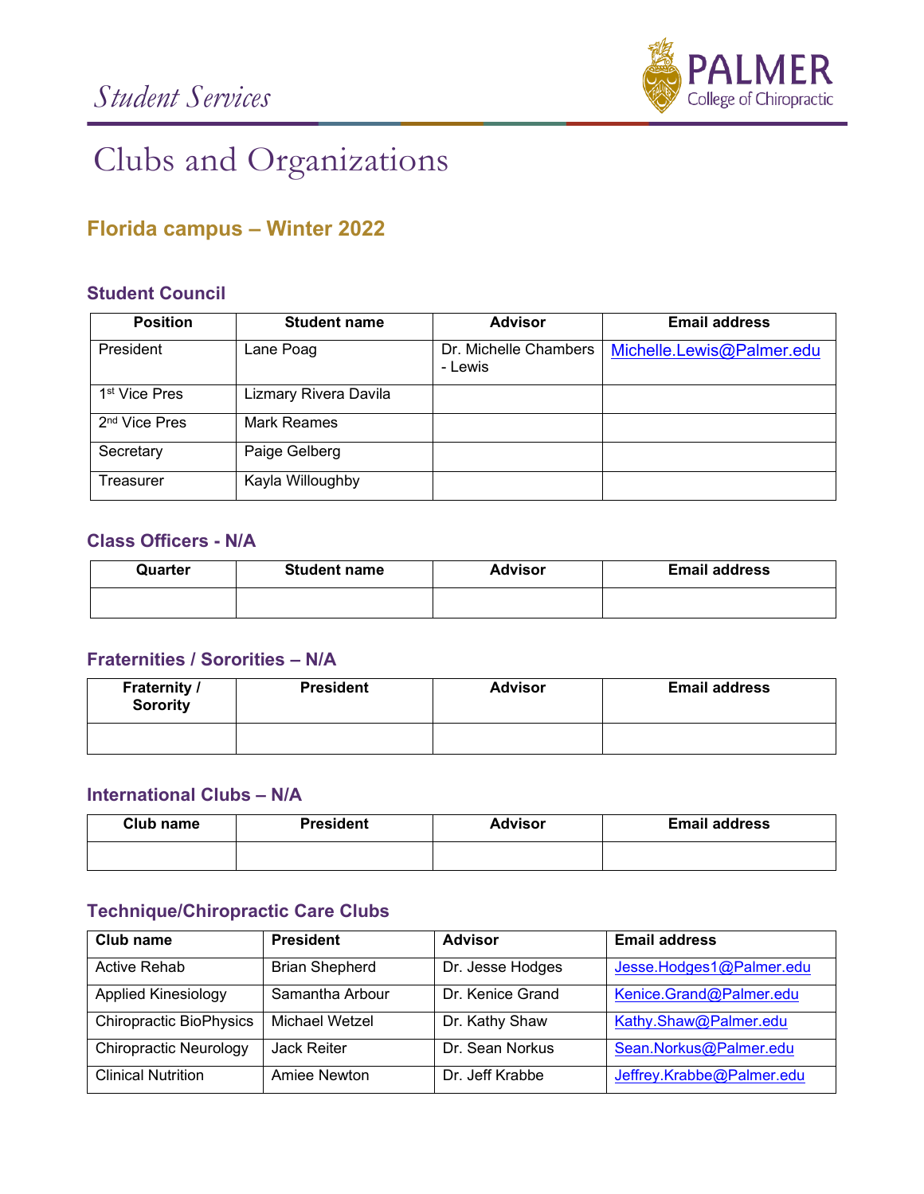Student Services

PALMER College of Chiropractic

# Clubs and Organizations

## Florida campus – Winter 2022

### Student Council

| Position | Student name | Advisor | Email address |
|---|---|---|---|
| President | Lane Poag | Dr. Michelle Chambers - Lewis | Michelle.Lewis@Palmer.edu |
| 1st Vice Pres | Lizmary Rivera Davila | | |
| 2nd Vice Pres | Mark Reames | | |
| Secretary | Paige Gelberg | | |
| Treasurer | Kayla Willoughby | | |

### Class Officers - N/A

| Quarter | Student name | Advisor | Email address |
|---|---|---|---|
| | | | |

### Fraternities / Sororities – N/A

| Fraternity / Sorority | President | Advisor | Email address |
|---|---|---|---|
| | | | |

### International Clubs – N/A

| Club name | President | Advisor | Email address |
|---|---|---|---|
| | | | |

### Technique/Chiropractic Care Clubs

| Club name | President | Advisor | Email address |
|---|---|---|---|
| Active Rehab | Brian Shepherd | Dr. Jesse Hodges | Jesse.Hodges1@Palmer.edu |
| Applied Kinesiology | Samantha Arbour | Dr. Kenice Grand | Kenice.Grand@Palmer.edu |
| Chiropractic BioPhysics | Michael Wetzel | Dr. Kathy Shaw | Kathy.Shaw@Palmer.edu |
| Chiropractic Neurology | Jack Reiter | Dr. Sean Norkus | Sean.Norkus@Palmer.edu |
| Clinical Nutrition | Amiee Newton | Dr. Jeff Krabbe | Jeffrey.Krabbe@Palmer.edu |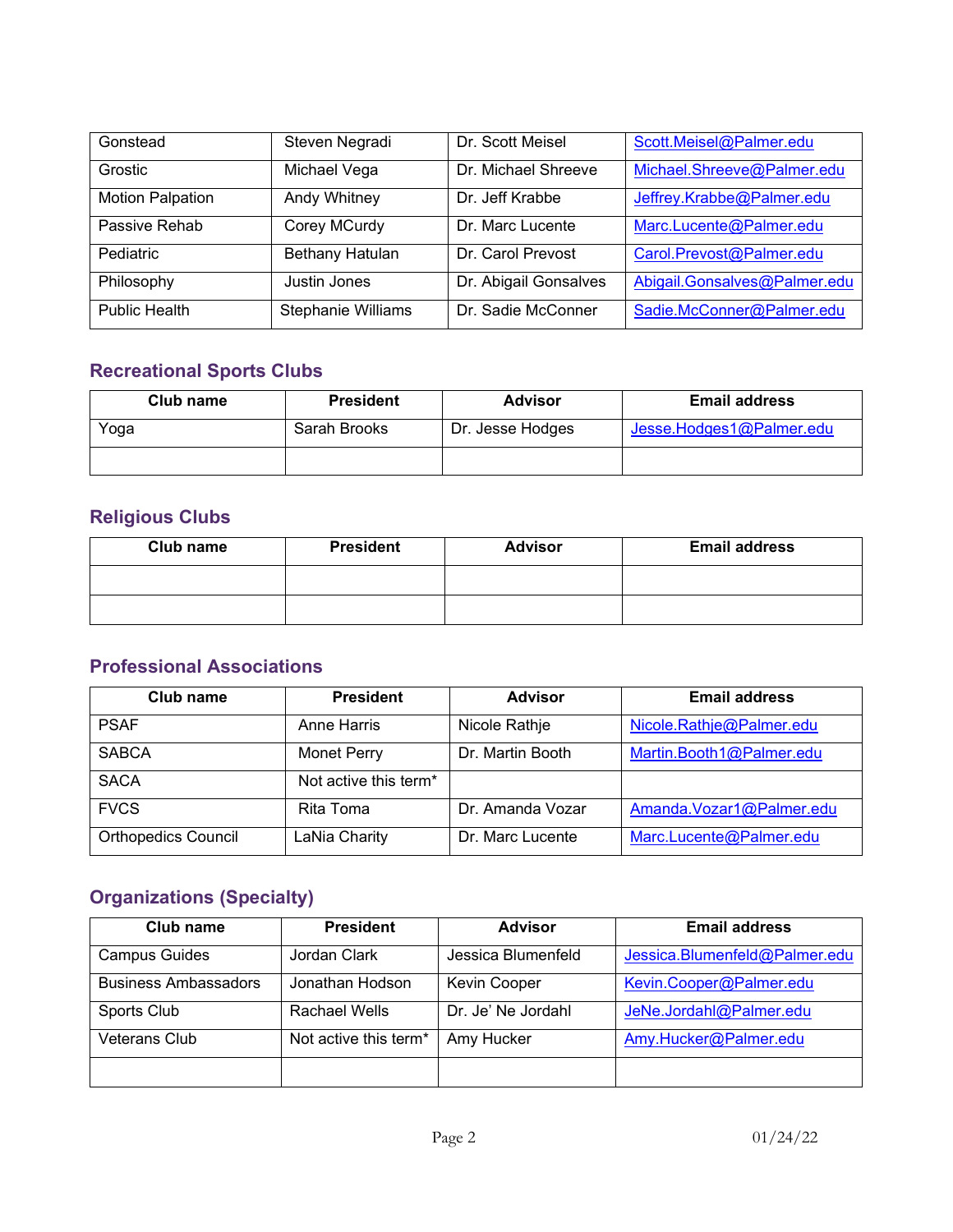| | | | |
|---|---|---|---|
| Gonstead | Steven Negradi | Dr. Scott Meisel | Scott.Meisel@Palmer.edu |
| Grostic | Michael Vega | Dr. Michael Shreeve | Michael.Shreeve@Palmer.edu |
| Motion Palpation | Andy Whitney | Dr. Jeff Krabbe | Jeffrey.Krabbe@Palmer.edu |
| Passive Rehab | Corey MCurdy | Dr. Marc Lucente | Marc.Lucente@Palmer.edu |
| Pediatric | Bethany Hatulan | Dr. Carol Prevost | Carol.Prevost@Palmer.edu |
| Philosophy | Justin Jones | Dr. Abigail Gonsalves | Abigail.Gonsalves@Palmer.edu |
| Public Health | Stephanie Williams | Dr. Sadie McConner | Sadie.McConner@Palmer.edu |

## Recreational Sports Clubs

| Club name | President | Advisor | Email address |
|---|---|---|---|
| Yoga | Sarah Brooks | Dr. Jesse Hodges | Jesse.Hodges1@Palmer.edu |
| | | | |

## Religious Clubs

| Club name | President | Advisor | Email address |
|---|---|---|---|
| | | | |
| | | | |

## Professional Associations

| Club name | President | Advisor | Email address |
|---|---|---|---|
| PSAF | Anne Harris | Nicole Rathje | Nicole.Rathje@Palmer.edu |
| SABCA | Monet Perry | Dr. Martin Booth | Martin.Booth1@Palmer.edu |
| SACA | Not active this term* | | |
| FVCS | Rita Toma | Dr. Amanda Vozar | Amanda.Vozar1@Palmer.edu |
| Orthopedics Council | LaNia Charity | Dr. Marc Lucente | Marc.Lucente@Palmer.edu |

## Organizations (Specialty)

| Club name | President | Advisor | Email address |
|---|---|---|---|
| Campus Guides | Jordan Clark | Jessica Blumenfeld | Jessica.Blumenfeld@Palmer.edu |
| Business Ambassadors | Jonathan Hodson | Kevin Cooper | Kevin.Cooper@Palmer.edu |
| Sports Club | Rachael Wells | Dr. Je' Ne Jordahl | JeNe.Jordahl@Palmer.edu |
| Veterans Club | Not active this term* | Amy Hucker | Amy.Hucker@Palmer.edu |
| | | | |

01/24/22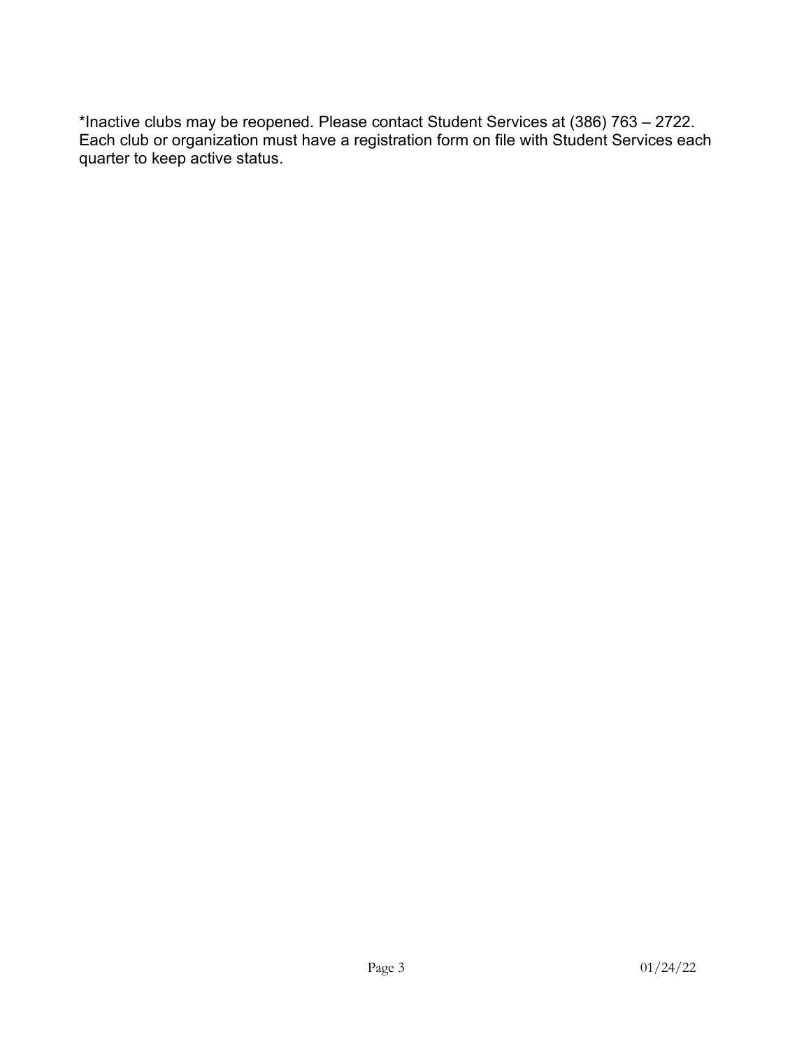*Inactive clubs may be reopened. Please contact Student Services at (386) 763 – 2722. Each club or organization must have a registration form on file with Student Services each quarter to keep active status.